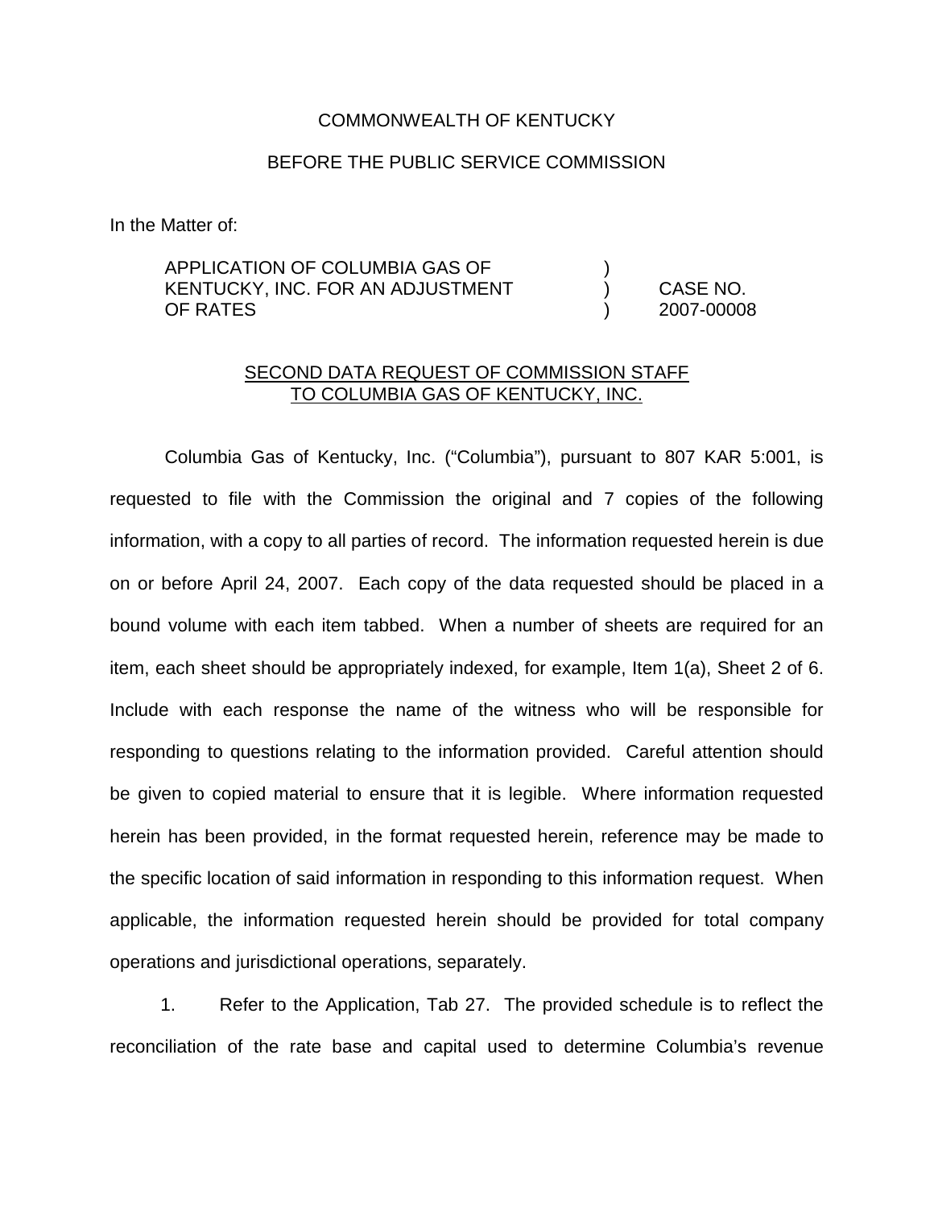COMMONWEALTH OF KENTUCKY

BEFORE THE PUBLIC SERVICE COMMISSION

In the Matter of:

| | | |
|---|---|---|
| APPLICATION OF COLUMBIA GAS OF KENTUCKY, INC. FOR AN ADJUSTMENT OF RATES | ) ) ) | CASE NO. 2007-00008 |

<u>SECOND DATA REQUEST OF COMMISSION STAFF TO COLUMBIA GAS OF KENTUCKY, INC.</u>

Columbia Gas of Kentucky, Inc. ("Columbia"), pursuant to 807 KAR 5:001, is requested to file with the Commission the original and 7 copies of the following information, with a copy to all parties of record. The information requested herein is due on or before April 24, 2007. Each copy of the data requested should be placed in a bound volume with each item tabbed. When a number of sheets are required for an item, each sheet should be appropriately indexed, for example, Item 1(a), Sheet 2 of 6. Include with each response the name of the witness who will be responsible for responding to questions relating to the information provided. Careful attention should be given to copied material to ensure that it is legible. Where information requested herein has been provided, in the format requested herein, reference may be made to the specific location of said information in responding to this information request. When applicable, the information requested herein should be provided for total company operations and jurisdictional operations, separately.

1. Refer to the Application, Tab 27. The provided schedule is to reflect the reconciliation of the rate base and capital used to determine Columbia's revenue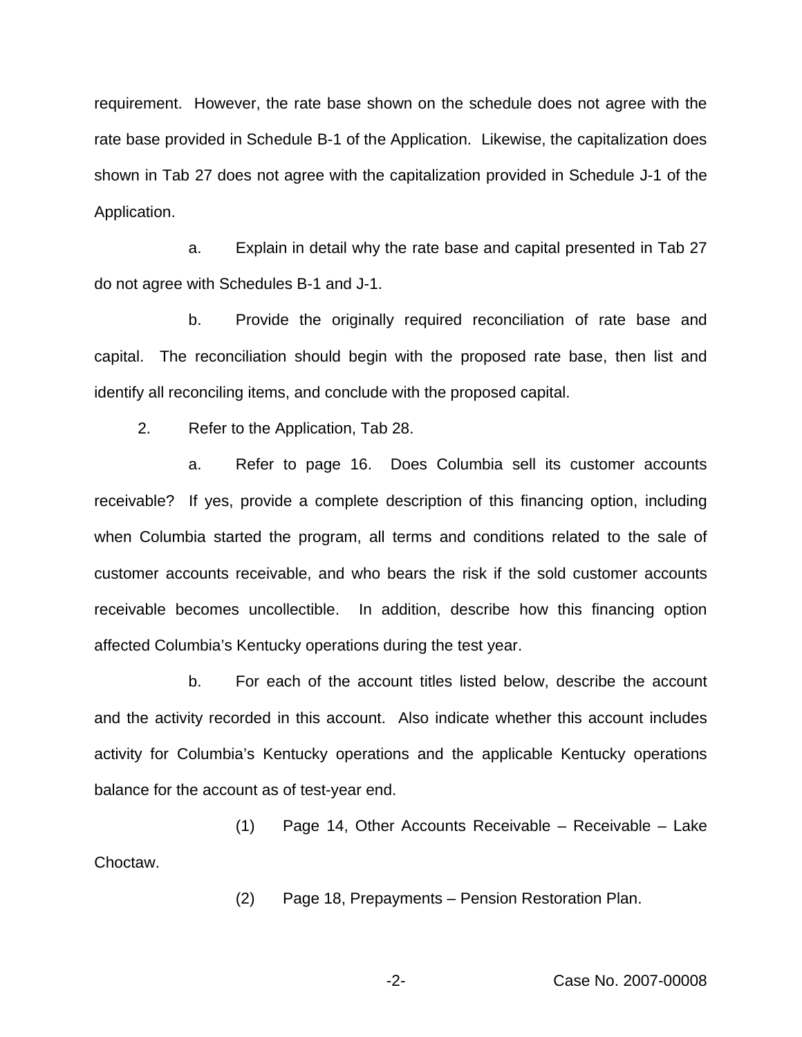requirement. However, the rate base shown on the schedule does not agree with the rate base provided in Schedule B-1 of the Application. Likewise, the capitalization does shown in Tab 27 does not agree with the capitalization provided in Schedule J-1 of the Application.

a. Explain in detail why the rate base and capital presented in Tab 27 do not agree with Schedules B-1 and J-1.

b. Provide the originally required reconciliation of rate base and capital. The reconciliation should begin with the proposed rate base, then list and identify all reconciling items, and conclude with the proposed capital.

2. Refer to the Application, Tab 28.

a. Refer to page 16. Does Columbia sell its customer accounts receivable? If yes, provide a complete description of this financing option, including when Columbia started the program, all terms and conditions related to the sale of customer accounts receivable, and who bears the risk if the sold customer accounts receivable becomes uncollectible. In addition, describe how this financing option affected Columbia's Kentucky operations during the test year.

b. For each of the account titles listed below, describe the account and the activity recorded in this account. Also indicate whether this account includes activity for Columbia's Kentucky operations and the applicable Kentucky operations balance for the account as of test-year end.

(1) Page 14, Other Accounts Receivable – Receivable – Lake Choctaw.

(2) Page 18, Prepayments – Pension Restoration Plan.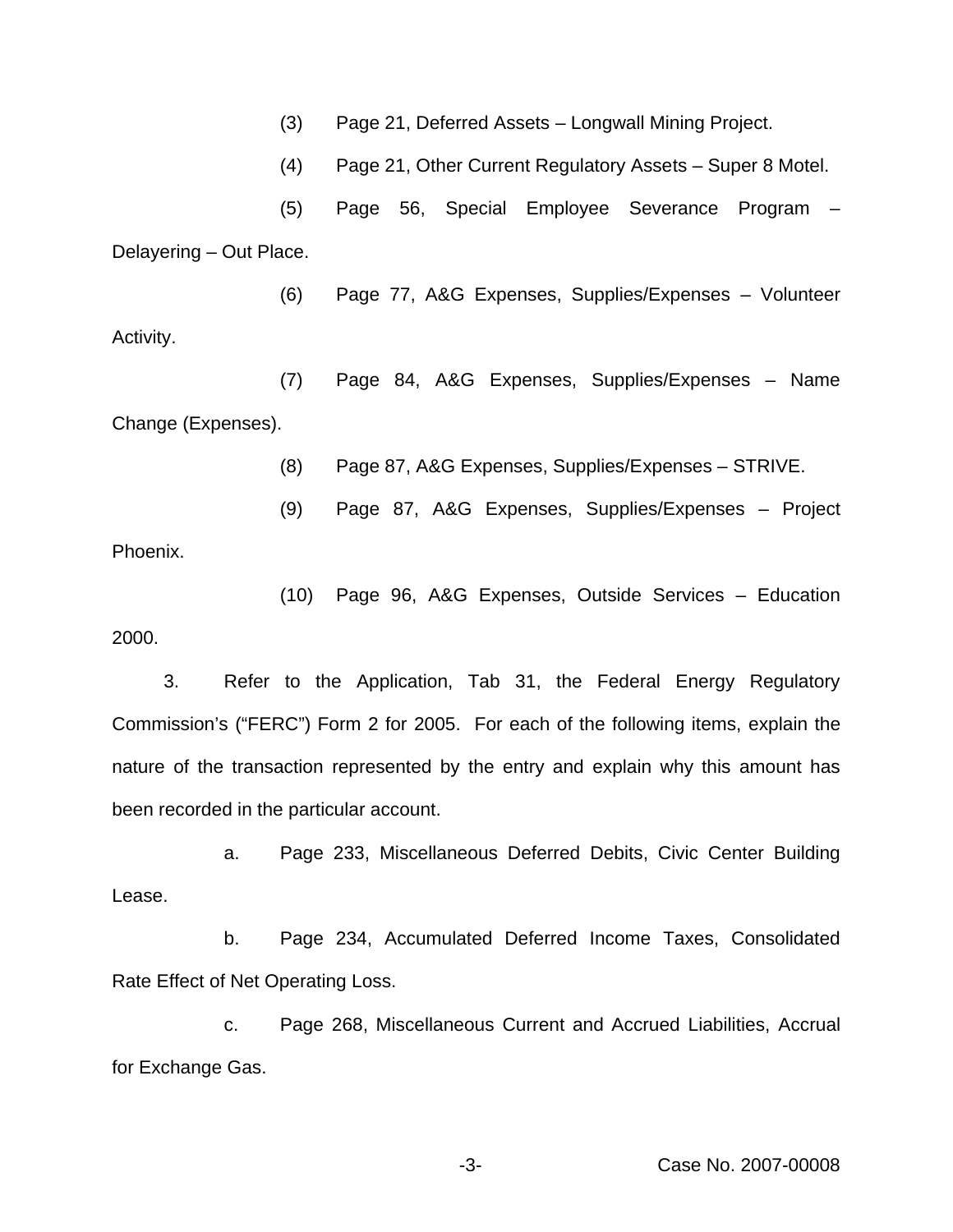(3) Page 21, Deferred Assets – Longwall Mining Project.

(4) Page 21, Other Current Regulatory Assets – Super 8 Motel.

(5) Page 56, Special Employee Severance Program – Delayering – Out Place.

(6) Page 77, A&G Expenses, Supplies/Expenses – Volunteer Activity.

(7) Page 84, A&G Expenses, Supplies/Expenses – Name Change (Expenses).

(8) Page 87, A&G Expenses, Supplies/Expenses – STRIVE.

(9) Page 87, A&G Expenses, Supplies/Expenses – Project Phoenix.

(10) Page 96, A&G Expenses, Outside Services – Education 2000.

3. Refer to the Application, Tab 31, the Federal Energy Regulatory Commission's ("FERC") Form 2 for 2005. For each of the following items, explain the nature of the transaction represented by the entry and explain why this amount has been recorded in the particular account.

a. Page 233, Miscellaneous Deferred Debits, Civic Center Building Lease.

b. Page 234, Accumulated Deferred Income Taxes, Consolidated Rate Effect of Net Operating Loss.

c. Page 268, Miscellaneous Current and Accrued Liabilities, Accrual for Exchange Gas.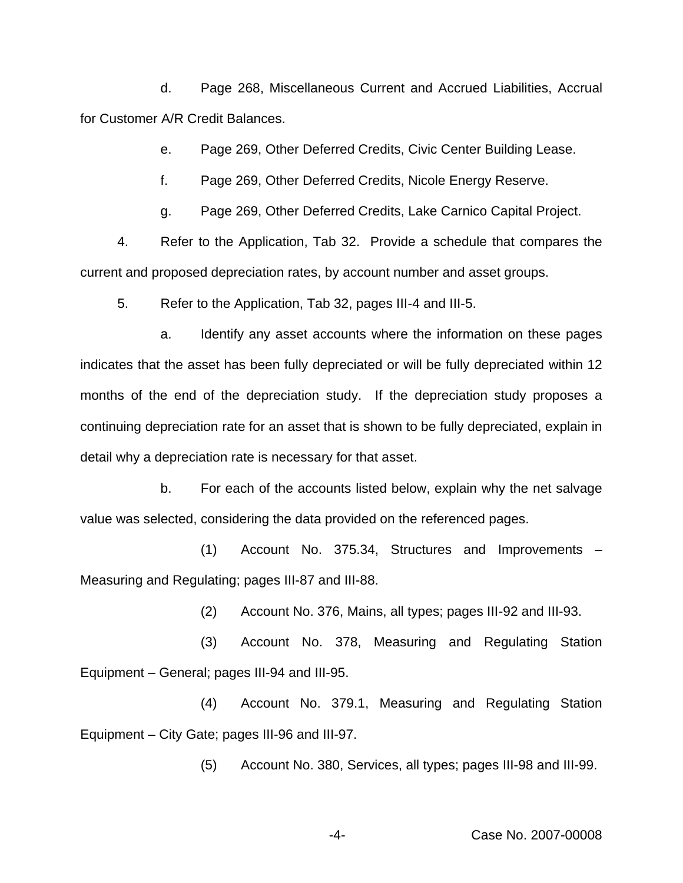d. Page 268, Miscellaneous Current and Accrued Liabilities, Accrual for Customer A/R Credit Balances.

e. Page 269, Other Deferred Credits, Civic Center Building Lease.

f. Page 269, Other Deferred Credits, Nicole Energy Reserve.

g. Page 269, Other Deferred Credits, Lake Carnico Capital Project.

4. Refer to the Application, Tab 32. Provide a schedule that compares the current and proposed depreciation rates, by account number and asset groups.

5. Refer to the Application, Tab 32, pages III-4 and III-5.

a. Identify any asset accounts where the information on these pages indicates that the asset has been fully depreciated or will be fully depreciated within 12 months of the end of the depreciation study. If the depreciation study proposes a continuing depreciation rate for an asset that is shown to be fully depreciated, explain in detail why a depreciation rate is necessary for that asset.

b. For each of the accounts listed below, explain why the net salvage value was selected, considering the data provided on the referenced pages.

(1) Account No. 375.34, Structures and Improvements – Measuring and Regulating; pages III-87 and III-88.

(2) Account No. 376, Mains, all types; pages III-92 and III-93.

(3) Account No. 378, Measuring and Regulating Station Equipment – General; pages III-94 and III-95.

(4) Account No. 379.1, Measuring and Regulating Station Equipment – City Gate; pages III-96 and III-97.

(5) Account No. 380, Services, all types; pages III-98 and III-99.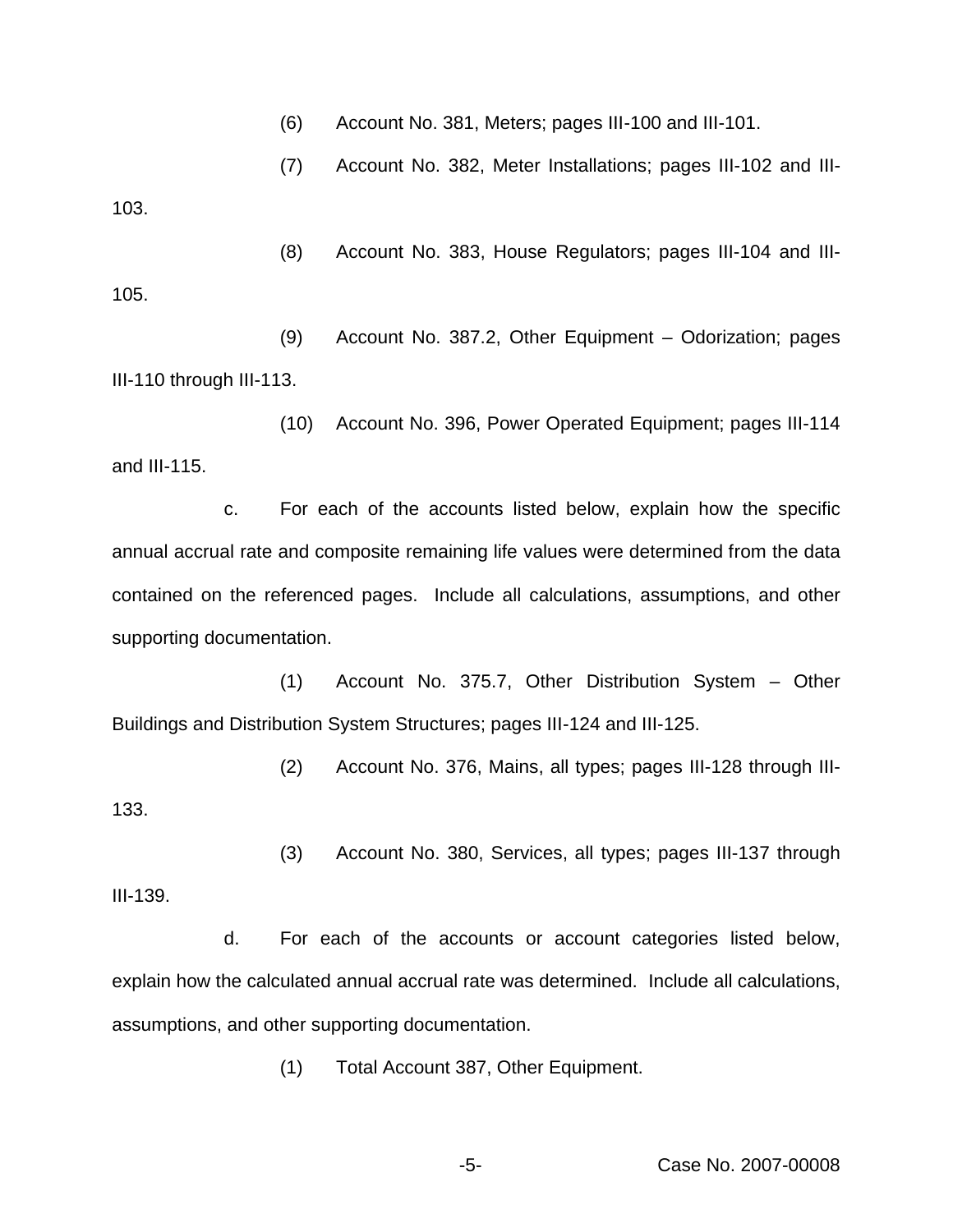(6) Account No. 381, Meters; pages III-100 and III-101.

(7) Account No. 382, Meter Installations; pages III-102 and III-103.

(8) Account No. 383, House Regulators; pages III-104 and III-105.

(9) Account No. 387.2, Other Equipment – Odorization; pages III-110 through III-113.

(10) Account No. 396, Power Operated Equipment; pages III-114 and III-115.

c. For each of the accounts listed below, explain how the specific annual accrual rate and composite remaining life values were determined from the data contained on the referenced pages. Include all calculations, assumptions, and other supporting documentation.

(1) Account No. 375.7, Other Distribution System – Other Buildings and Distribution System Structures; pages III-124 and III-125.

(2) Account No. 376, Mains, all types; pages III-128 through III-133.

(3) Account No. 380, Services, all types; pages III-137 through III-139.

d. For each of the accounts or account categories listed below, explain how the calculated annual accrual rate was determined. Include all calculations, assumptions, and other supporting documentation.

(1) Total Account 387, Other Equipment.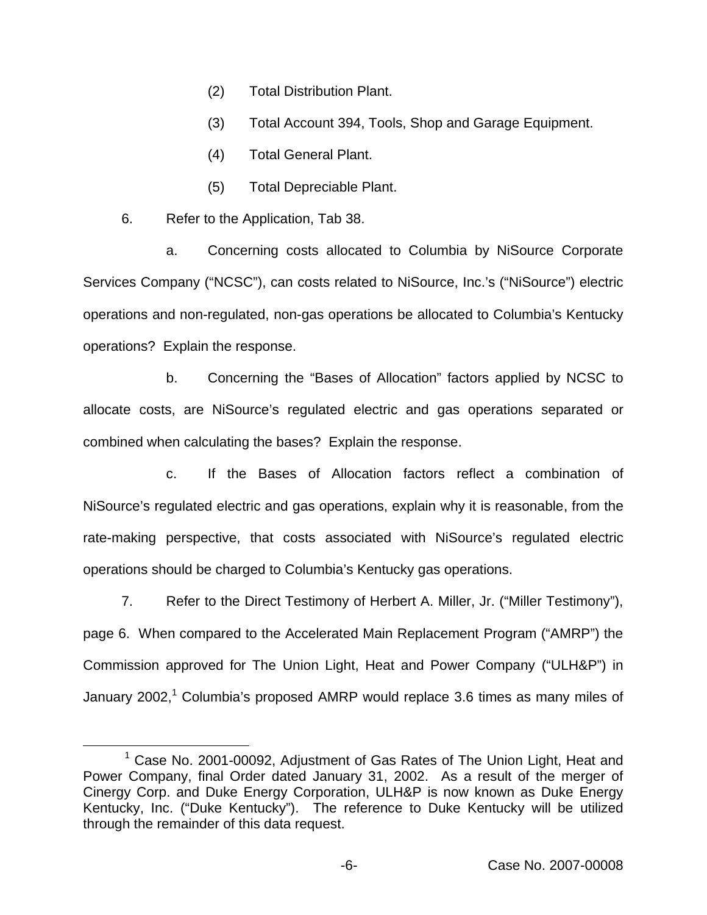(2) Total Distribution Plant.

(3) Total Account 394, Tools, Shop and Garage Equipment.

(4) Total General Plant.

(5) Total Depreciable Plant.

6. Refer to the Application, Tab 38.

a. Concerning costs allocated to Columbia by NiSource Corporate Services Company ("NCSC"), can costs related to NiSource, Inc.'s ("NiSource") electric operations and non-regulated, non-gas operations be allocated to Columbia's Kentucky operations? Explain the response.

b. Concerning the "Bases of Allocation" factors applied by NCSC to allocate costs, are NiSource's regulated electric and gas operations separated or combined when calculating the bases? Explain the response.

c. If the Bases of Allocation factors reflect a combination of NiSource's regulated electric and gas operations, explain why it is reasonable, from the rate-making perspective, that costs associated with NiSource's regulated electric operations should be charged to Columbia's Kentucky gas operations.

7. Refer to the Direct Testimony of Herbert A. Miller, Jr. ("Miller Testimony"), page 6. When compared to the Accelerated Main Replacement Program ("AMRP") the Commission approved for The Union Light, Heat and Power Company ("ULH&P") in January 2002,[1] Columbia's proposed AMRP would replace 3.6 times as many miles of

[1] Case No. 2001-00092, Adjustment of Gas Rates of The Union Light, Heat and Power Company, final Order dated January 31, 2002. As a result of the merger of Cinergy Corp. and Duke Energy Corporation, ULH&P is now known as Duke Energy Kentucky, Inc. ("Duke Kentucky"). The reference to Duke Kentucky will be utilized through the remainder of this data request.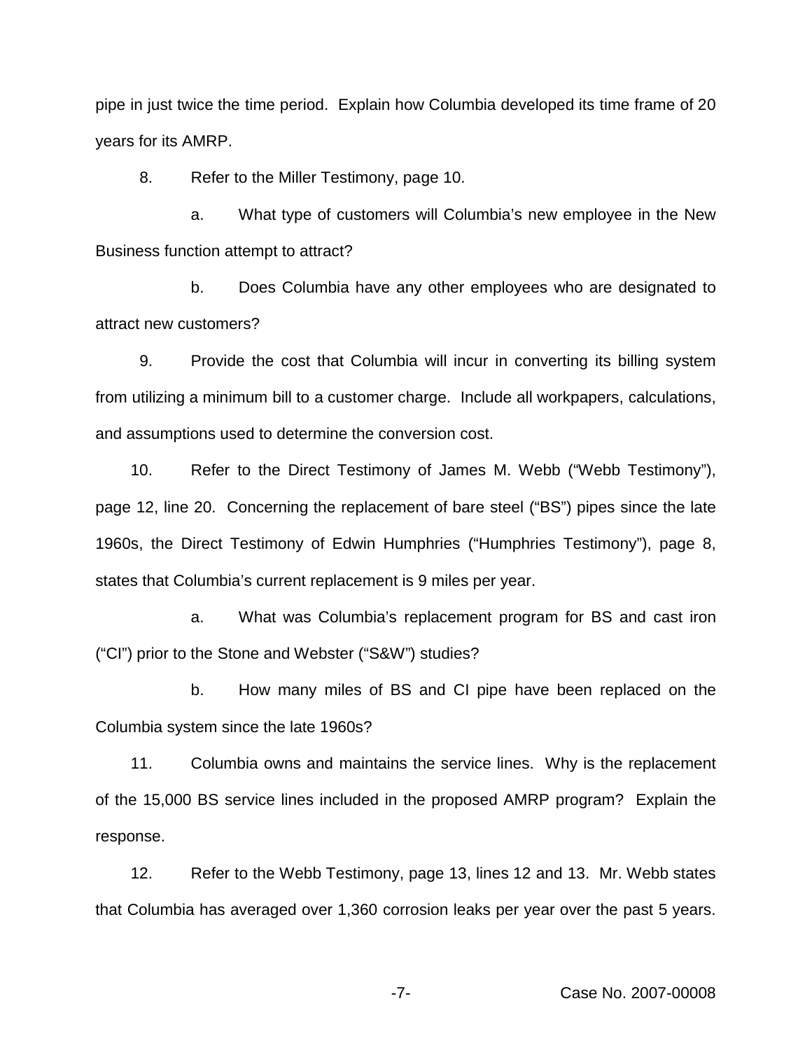pipe in just twice the time period. Explain how Columbia developed its time frame of 20 years for its AMRP.

8. Refer to the Miller Testimony, page 10.

a. What type of customers will Columbia's new employee in the New Business function attempt to attract?

b. Does Columbia have any other employees who are designated to attract new customers?

9. Provide the cost that Columbia will incur in converting its billing system from utilizing a minimum bill to a customer charge. Include all workpapers, calculations, and assumptions used to determine the conversion cost.

10. Refer to the Direct Testimony of James M. Webb ("Webb Testimony"), page 12, line 20. Concerning the replacement of bare steel ("BS") pipes since the late 1960s, the Direct Testimony of Edwin Humphries ("Humphries Testimony"), page 8, states that Columbia's current replacement is 9 miles per year.

a. What was Columbia's replacement program for BS and cast iron ("CI") prior to the Stone and Webster ("S&W") studies?

b. How many miles of BS and CI pipe have been replaced on the Columbia system since the late 1960s?

11. Columbia owns and maintains the service lines. Why is the replacement of the 15,000 BS service lines included in the proposed AMRP program? Explain the response.

12. Refer to the Webb Testimony, page 13, lines 12 and 13. Mr. Webb states that Columbia has averaged over 1,360 corrosion leaks per year over the past 5 years.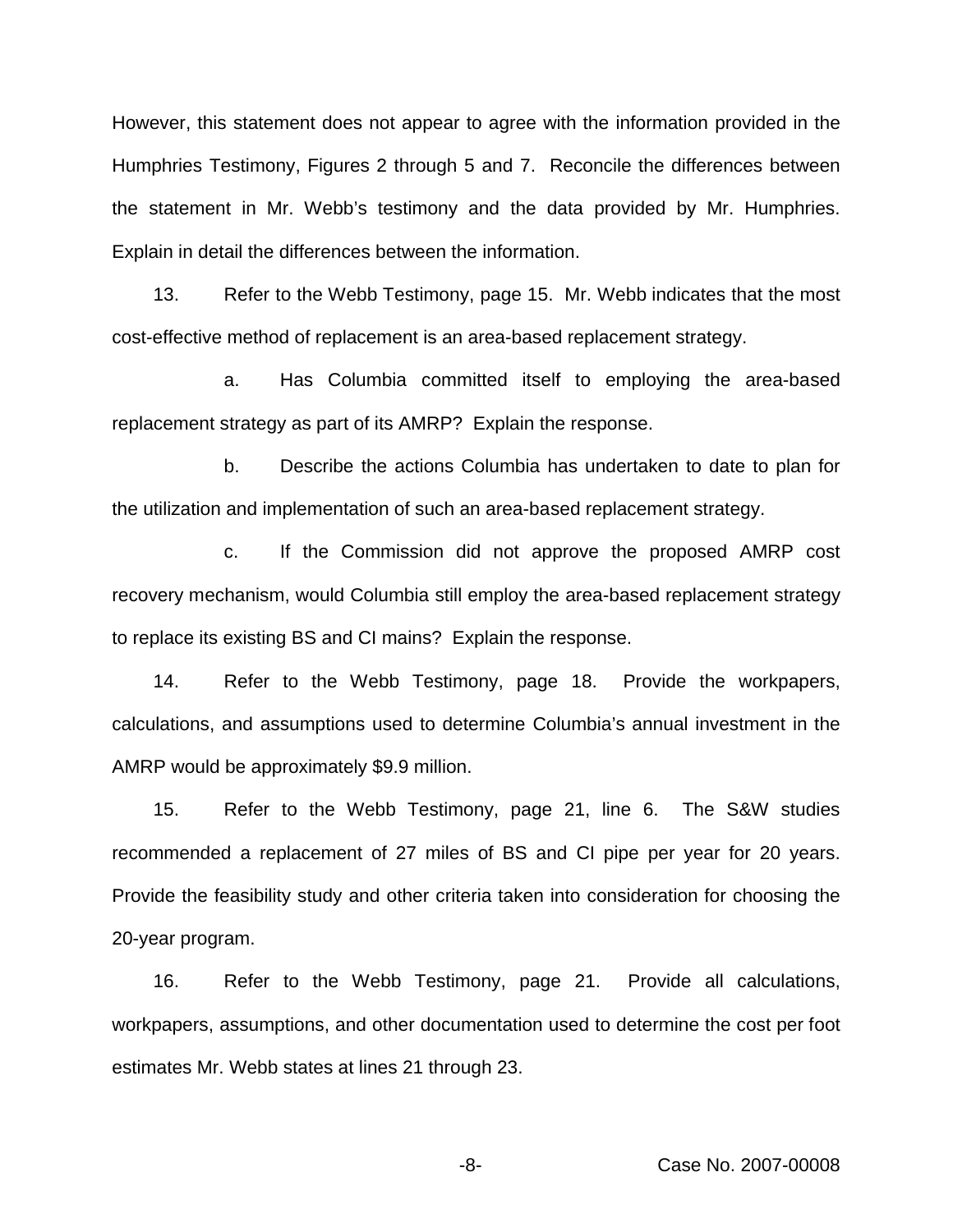However, this statement does not appear to agree with the information provided in the Humphries Testimony, Figures 2 through 5 and 7. Reconcile the differences between the statement in Mr. Webb's testimony and the data provided by Mr. Humphries. Explain in detail the differences between the information.

13. Refer to the Webb Testimony, page 15. Mr. Webb indicates that the most cost-effective method of replacement is an area-based replacement strategy.

a. Has Columbia committed itself to employing the area-based replacement strategy as part of its AMRP? Explain the response.

b. Describe the actions Columbia has undertaken to date to plan for the utilization and implementation of such an area-based replacement strategy.

c. If the Commission did not approve the proposed AMRP cost recovery mechanism, would Columbia still employ the area-based replacement strategy to replace its existing BS and CI mains? Explain the response.

14. Refer to the Webb Testimony, page 18. Provide the workpapers, calculations, and assumptions used to determine Columbia's annual investment in the AMRP would be approximately $9.9 million.

15. Refer to the Webb Testimony, page 21, line 6. The S&W studies recommended a replacement of 27 miles of BS and CI pipe per year for 20 years. Provide the feasibility study and other criteria taken into consideration for choosing the 20-year program.

16. Refer to the Webb Testimony, page 21. Provide all calculations, workpapers, assumptions, and other documentation used to determine the cost per foot estimates Mr. Webb states at lines 21 through 23.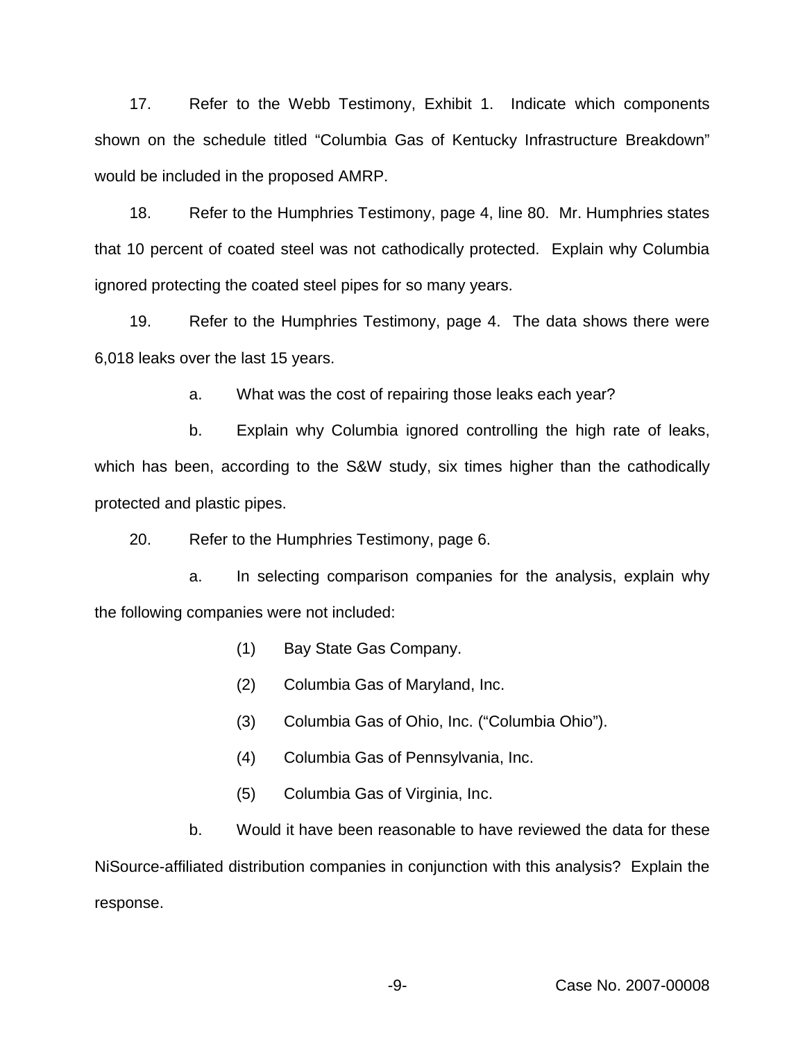17. Refer to the Webb Testimony, Exhibit 1. Indicate which components shown on the schedule titled "Columbia Gas of Kentucky Infrastructure Breakdown" would be included in the proposed AMRP.

18. Refer to the Humphries Testimony, page 4, line 80. Mr. Humphries states that 10 percent of coated steel was not cathodically protected. Explain why Columbia ignored protecting the coated steel pipes for so many years.

19. Refer to the Humphries Testimony, page 4. The data shows there were 6,018 leaks over the last 15 years.

a. What was the cost of repairing those leaks each year?

b. Explain why Columbia ignored controlling the high rate of leaks, which has been, according to the S&W study, six times higher than the cathodically protected and plastic pipes.

20. Refer to the Humphries Testimony, page 6.

a. In selecting comparison companies for the analysis, explain why the following companies were not included:

(1) Bay State Gas Company.

(2) Columbia Gas of Maryland, Inc.

(3) Columbia Gas of Ohio, Inc. ("Columbia Ohio").

(4) Columbia Gas of Pennsylvania, Inc.

(5) Columbia Gas of Virginia, Inc.

b. Would it have been reasonable to have reviewed the data for these NiSource-affiliated distribution companies in conjunction with this analysis? Explain the response.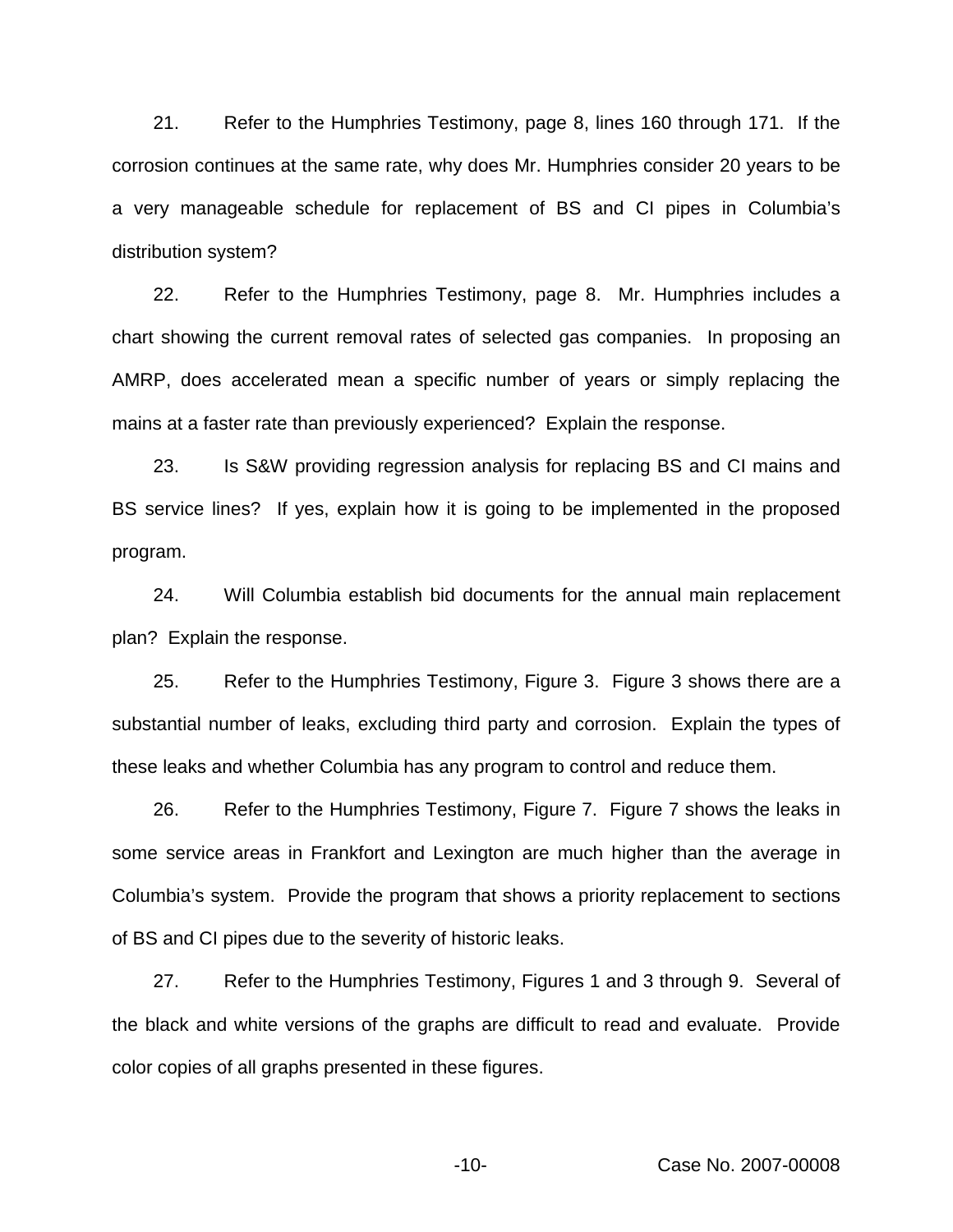21. Refer to the Humphries Testimony, page 8, lines 160 through 171. If the corrosion continues at the same rate, why does Mr. Humphries consider 20 years to be a very manageable schedule for replacement of BS and CI pipes in Columbia's distribution system?

22. Refer to the Humphries Testimony, page 8. Mr. Humphries includes a chart showing the current removal rates of selected gas companies. In proposing an AMRP, does accelerated mean a specific number of years or simply replacing the mains at a faster rate than previously experienced? Explain the response.

23. Is S&W providing regression analysis for replacing BS and CI mains and BS service lines? If yes, explain how it is going to be implemented in the proposed program.

24. Will Columbia establish bid documents for the annual main replacement plan? Explain the response.

25. Refer to the Humphries Testimony, Figure 3. Figure 3 shows there are a substantial number of leaks, excluding third party and corrosion. Explain the types of these leaks and whether Columbia has any program to control and reduce them.

26. Refer to the Humphries Testimony, Figure 7. Figure 7 shows the leaks in some service areas in Frankfort and Lexington are much higher than the average in Columbia's system. Provide the program that shows a priority replacement to sections of BS and CI pipes due to the severity of historic leaks.

27. Refer to the Humphries Testimony, Figures 1 and 3 through 9. Several of the black and white versions of the graphs are difficult to read and evaluate. Provide color copies of all graphs presented in these figures.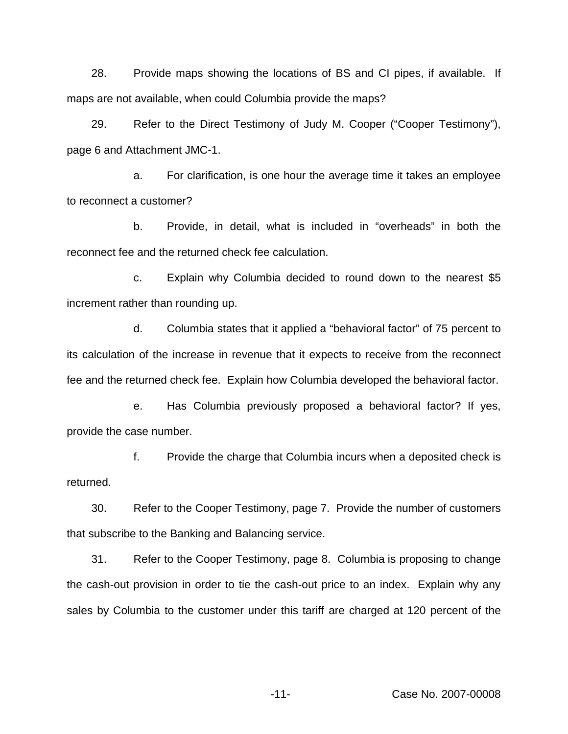28. Provide maps showing the locations of BS and CI pipes, if available. If maps are not available, when could Columbia provide the maps?

29. Refer to the Direct Testimony of Judy M. Cooper ("Cooper Testimony"), page 6 and Attachment JMC-1.

a. For clarification, is one hour the average time it takes an employee to reconnect a customer?

b. Provide, in detail, what is included in "overheads" in both the reconnect fee and the returned check fee calculation.

c. Explain why Columbia decided to round down to the nearest $5 increment rather than rounding up.

d. Columbia states that it applied a "behavioral factor" of 75 percent to its calculation of the increase in revenue that it expects to receive from the reconnect fee and the returned check fee. Explain how Columbia developed the behavioral factor.

e. Has Columbia previously proposed a behavioral factor? If yes, provide the case number.

f. Provide the charge that Columbia incurs when a deposited check is returned.

30. Refer to the Cooper Testimony, page 7. Provide the number of customers that subscribe to the Banking and Balancing service.

31. Refer to the Cooper Testimony, page 8. Columbia is proposing to change the cash-out provision in order to tie the cash-out price to an index. Explain why any sales by Columbia to the customer under this tariff are charged at 120 percent of the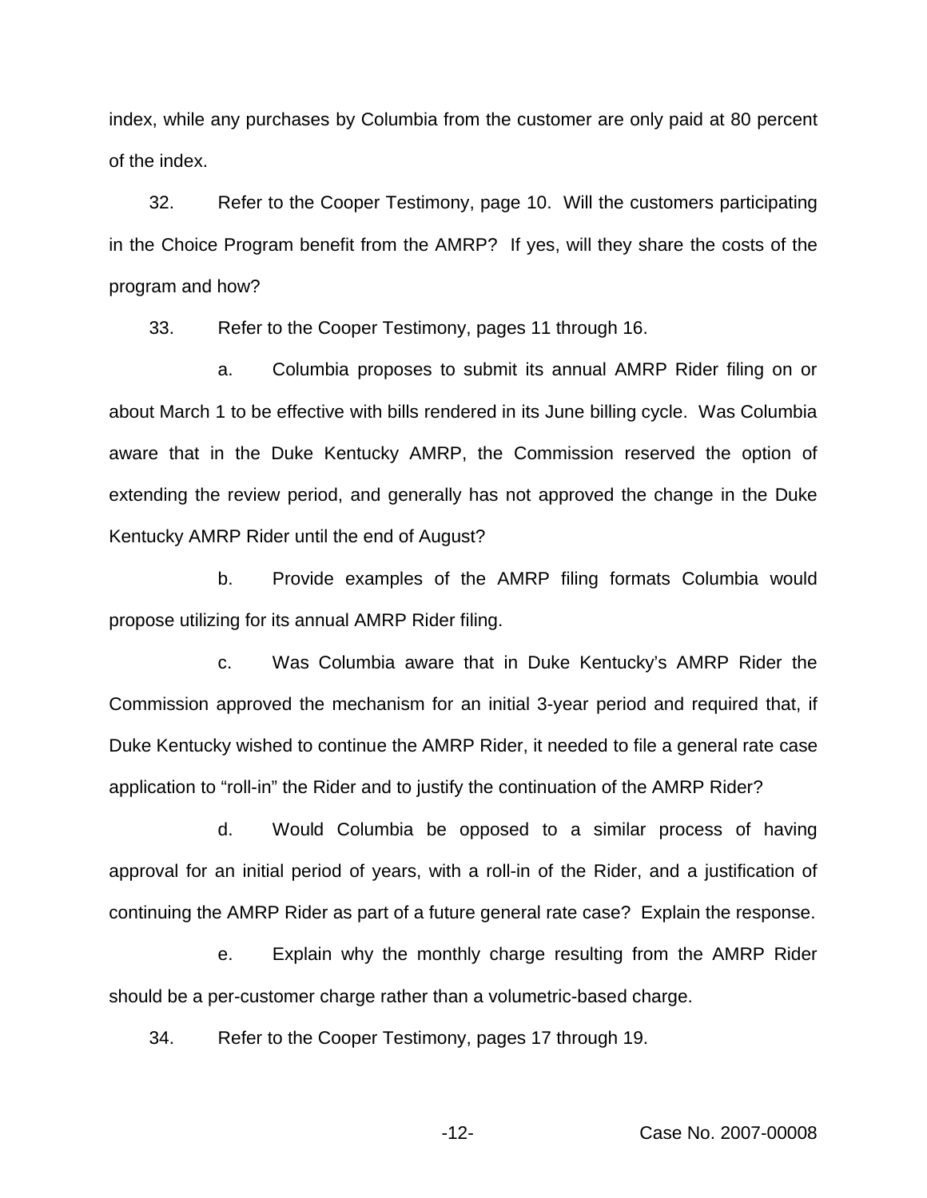index, while any purchases by Columbia from the customer are only paid at 80 percent of the index.

32. Refer to the Cooper Testimony, page 10. Will the customers participating in the Choice Program benefit from the AMRP? If yes, will they share the costs of the program and how?

33. Refer to the Cooper Testimony, pages 11 through 16.

a. Columbia proposes to submit its annual AMRP Rider filing on or about March 1 to be effective with bills rendered in its June billing cycle. Was Columbia aware that in the Duke Kentucky AMRP, the Commission reserved the option of extending the review period, and generally has not approved the change in the Duke Kentucky AMRP Rider until the end of August?

b. Provide examples of the AMRP filing formats Columbia would propose utilizing for its annual AMRP Rider filing.

c. Was Columbia aware that in Duke Kentucky's AMRP Rider the Commission approved the mechanism for an initial 3-year period and required that, if Duke Kentucky wished to continue the AMRP Rider, it needed to file a general rate case application to "roll-in" the Rider and to justify the continuation of the AMRP Rider?

d. Would Columbia be opposed to a similar process of having approval for an initial period of years, with a roll-in of the Rider, and a justification of continuing the AMRP Rider as part of a future general rate case? Explain the response.

e. Explain why the monthly charge resulting from the AMRP Rider should be a per-customer charge rather than a volumetric-based charge.

34. Refer to the Cooper Testimony, pages 17 through 19.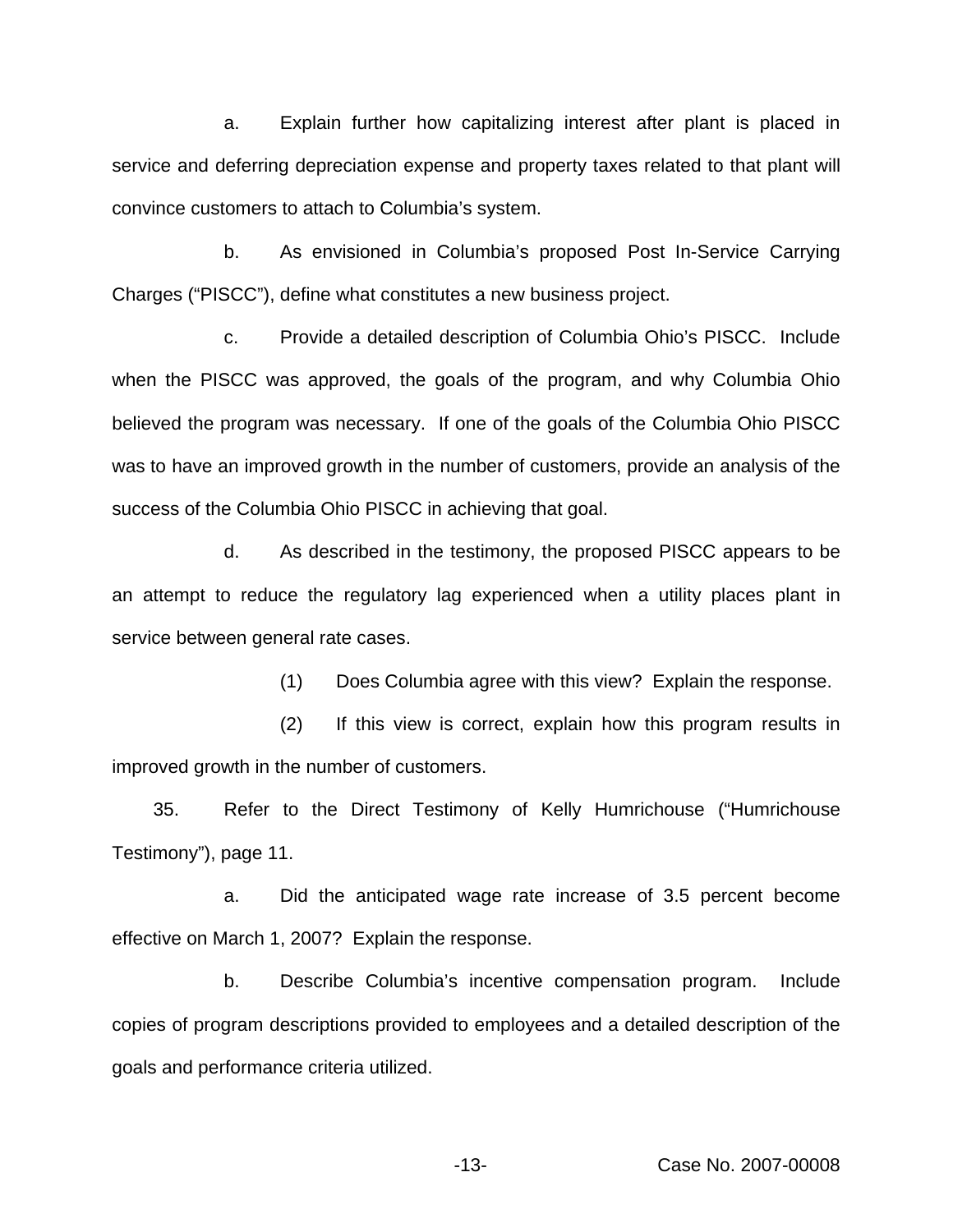a. Explain further how capitalizing interest after plant is placed in service and deferring depreciation expense and property taxes related to that plant will convince customers to attach to Columbia's system.

b. As envisioned in Columbia's proposed Post In-Service Carrying Charges ("PISCC"), define what constitutes a new business project.

c. Provide a detailed description of Columbia Ohio's PISCC. Include when the PISCC was approved, the goals of the program, and why Columbia Ohio believed the program was necessary. If one of the goals of the Columbia Ohio PISCC was to have an improved growth in the number of customers, provide an analysis of the success of the Columbia Ohio PISCC in achieving that goal.

d. As described in the testimony, the proposed PISCC appears to be an attempt to reduce the regulatory lag experienced when a utility places plant in service between general rate cases.

(1) Does Columbia agree with this view? Explain the response.

(2) If this view is correct, explain how this program results in improved growth in the number of customers.

35. Refer to the Direct Testimony of Kelly Humrichouse ("Humrichouse Testimony"), page 11.

a. Did the anticipated wage rate increase of 3.5 percent become effective on March 1, 2007? Explain the response.

b. Describe Columbia's incentive compensation program. Include copies of program descriptions provided to employees and a detailed description of the goals and performance criteria utilized.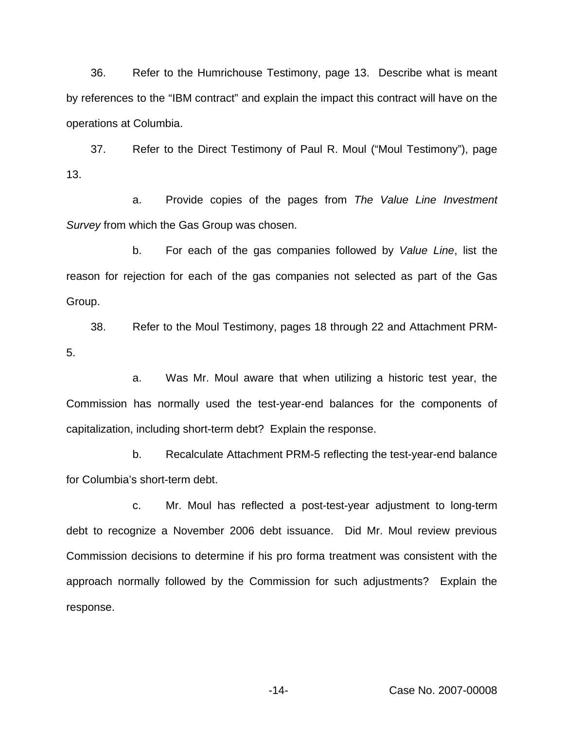36. Refer to the Humrichouse Testimony, page 13. Describe what is meant by references to the "IBM contract" and explain the impact this contract will have on the operations at Columbia.

37. Refer to the Direct Testimony of Paul R. Moul ("Moul Testimony"), page 13.

a. Provide copies of the pages from *The Value Line Investment Survey* from which the Gas Group was chosen.

b. For each of the gas companies followed by *Value Line*, list the reason for rejection for each of the gas companies not selected as part of the Gas Group.

38. Refer to the Moul Testimony, pages 18 through 22 and Attachment PRM-5.

a. Was Mr. Moul aware that when utilizing a historic test year, the Commission has normally used the test-year-end balances for the components of capitalization, including short-term debt? Explain the response.

b. Recalculate Attachment PRM-5 reflecting the test-year-end balance for Columbia's short-term debt.

c. Mr. Moul has reflected a post-test-year adjustment to long-term debt to recognize a November 2006 debt issuance. Did Mr. Moul review previous Commission decisions to determine if his pro forma treatment was consistent with the approach normally followed by the Commission for such adjustments? Explain the response.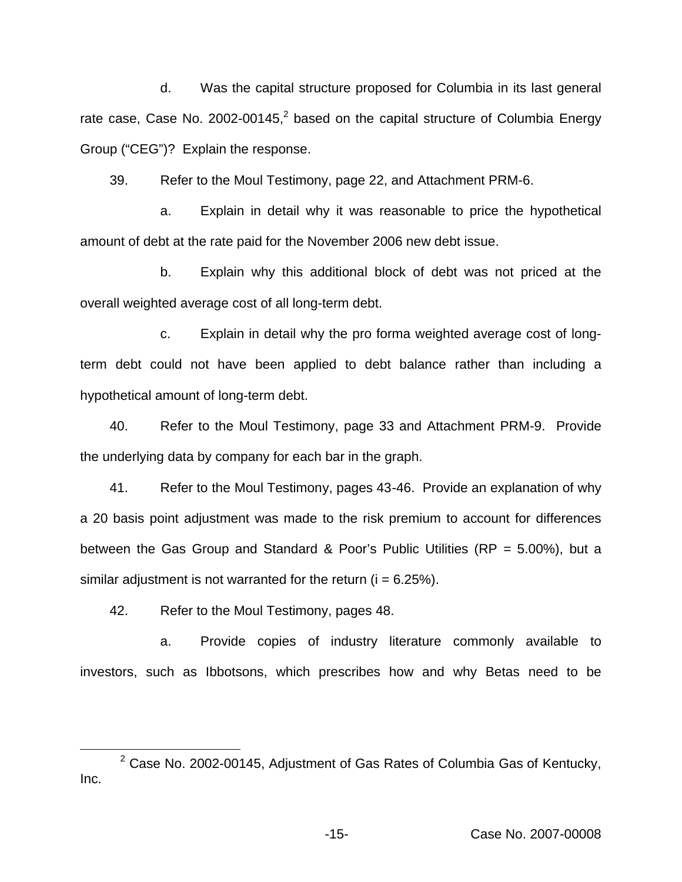d. Was the capital structure proposed for Columbia in its last general rate case, Case No. 2002-00145,[2] based on the capital structure of Columbia Energy Group ("CEG")? Explain the response.

39. Refer to the Moul Testimony, page 22, and Attachment PRM-6.

a. Explain in detail why it was reasonable to price the hypothetical amount of debt at the rate paid for the November 2006 new debt issue.

b. Explain why this additional block of debt was not priced at the overall weighted average cost of all long-term debt.

c. Explain in detail why the pro forma weighted average cost of long-term debt could not have been applied to debt balance rather than including a hypothetical amount of long-term debt.

40. Refer to the Moul Testimony, page 33 and Attachment PRM-9. Provide the underlying data by company for each bar in the graph.

41. Refer to the Moul Testimony, pages 43-46. Provide an explanation of why a 20 basis point adjustment was made to the risk premium to account for differences between the Gas Group and Standard & Poor's Public Utilities (RP = 5.00%), but a similar adjustment is not warranted for the return (i = 6.25%).

42. Refer to the Moul Testimony, pages 48.

a. Provide copies of industry literature commonly available to investors, such as Ibbotsons, which prescribes how and why Betas need to be

[2] Case No. 2002-00145, Adjustment of Gas Rates of Columbia Gas of Kentucky, Inc.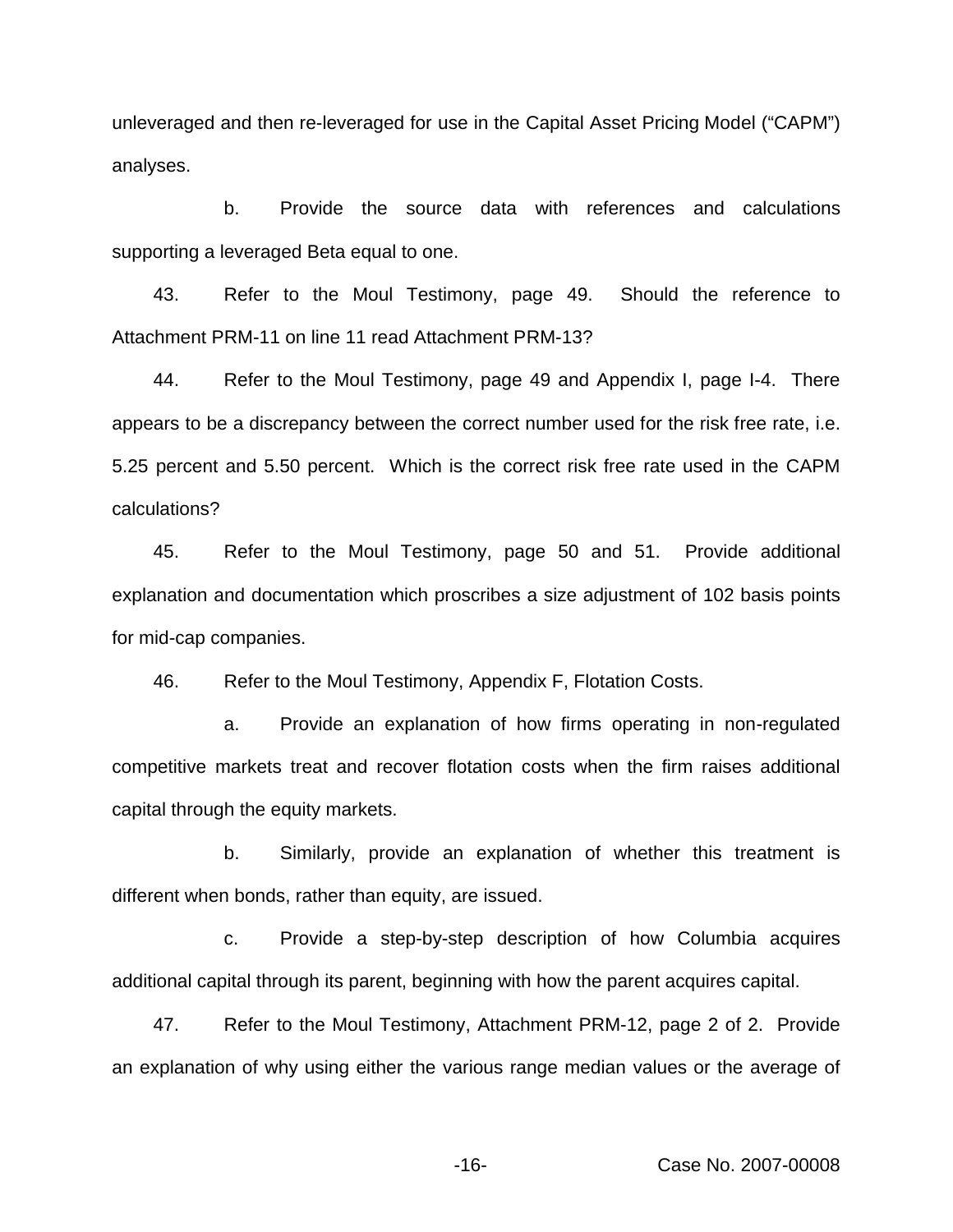unleveraged and then re-leveraged for use in the Capital Asset Pricing Model ("CAPM") analyses.

b. Provide the source data with references and calculations supporting a leveraged Beta equal to one.

43. Refer to the Moul Testimony, page 49. Should the reference to Attachment PRM-11 on line 11 read Attachment PRM-13?

44. Refer to the Moul Testimony, page 49 and Appendix I, page I-4. There appears to be a discrepancy between the correct number used for the risk free rate, i.e. 5.25 percent and 5.50 percent. Which is the correct risk free rate used in the CAPM calculations?

45. Refer to the Moul Testimony, page 50 and 51. Provide additional explanation and documentation which proscribes a size adjustment of 102 basis points for mid-cap companies.

46. Refer to the Moul Testimony, Appendix F, Flotation Costs.

a. Provide an explanation of how firms operating in non-regulated competitive markets treat and recover flotation costs when the firm raises additional capital through the equity markets.

b. Similarly, provide an explanation of whether this treatment is different when bonds, rather than equity, are issued.

c. Provide a step-by-step description of how Columbia acquires additional capital through its parent, beginning with how the parent acquires capital.

47. Refer to the Moul Testimony, Attachment PRM-12, page 2 of 2. Provide an explanation of why using either the various range median values or the average of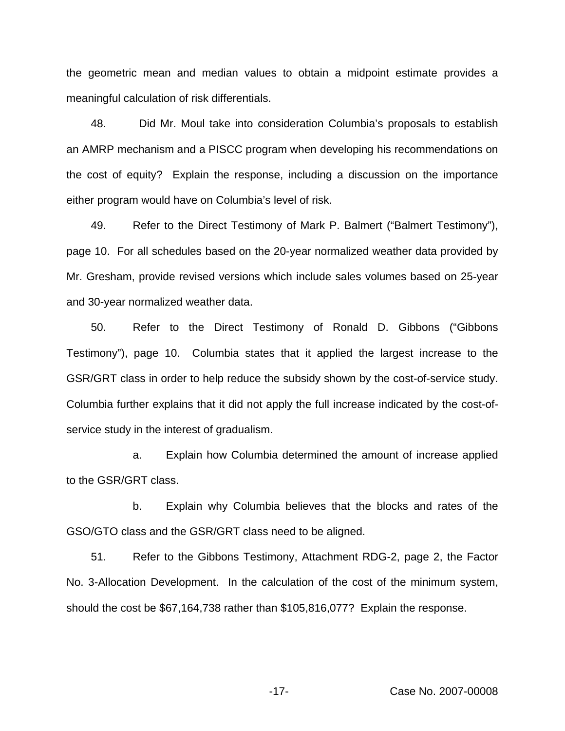the geometric mean and median values to obtain a midpoint estimate provides a meaningful calculation of risk differentials.

48. Did Mr. Moul take into consideration Columbia's proposals to establish an AMRP mechanism and a PISCC program when developing his recommendations on the cost of equity? Explain the response, including a discussion on the importance either program would have on Columbia's level of risk.

49. Refer to the Direct Testimony of Mark P. Balmert ("Balmert Testimony"), page 10. For all schedules based on the 20-year normalized weather data provided by Mr. Gresham, provide revised versions which include sales volumes based on 25-year and 30-year normalized weather data.

50. Refer to the Direct Testimony of Ronald D. Gibbons ("Gibbons Testimony"), page 10. Columbia states that it applied the largest increase to the GSR/GRT class in order to help reduce the subsidy shown by the cost-of-service study. Columbia further explains that it did not apply the full increase indicated by the cost-of-service study in the interest of gradualism.

a. Explain how Columbia determined the amount of increase applied to the GSR/GRT class.

b. Explain why Columbia believes that the blocks and rates of the GSO/GTO class and the GSR/GRT class need to be aligned.

51. Refer to the Gibbons Testimony, Attachment RDG-2, page 2, the Factor No. 3-Allocation Development. In the calculation of the cost of the minimum system, should the cost be $67,164,738 rather than $105,816,077? Explain the response.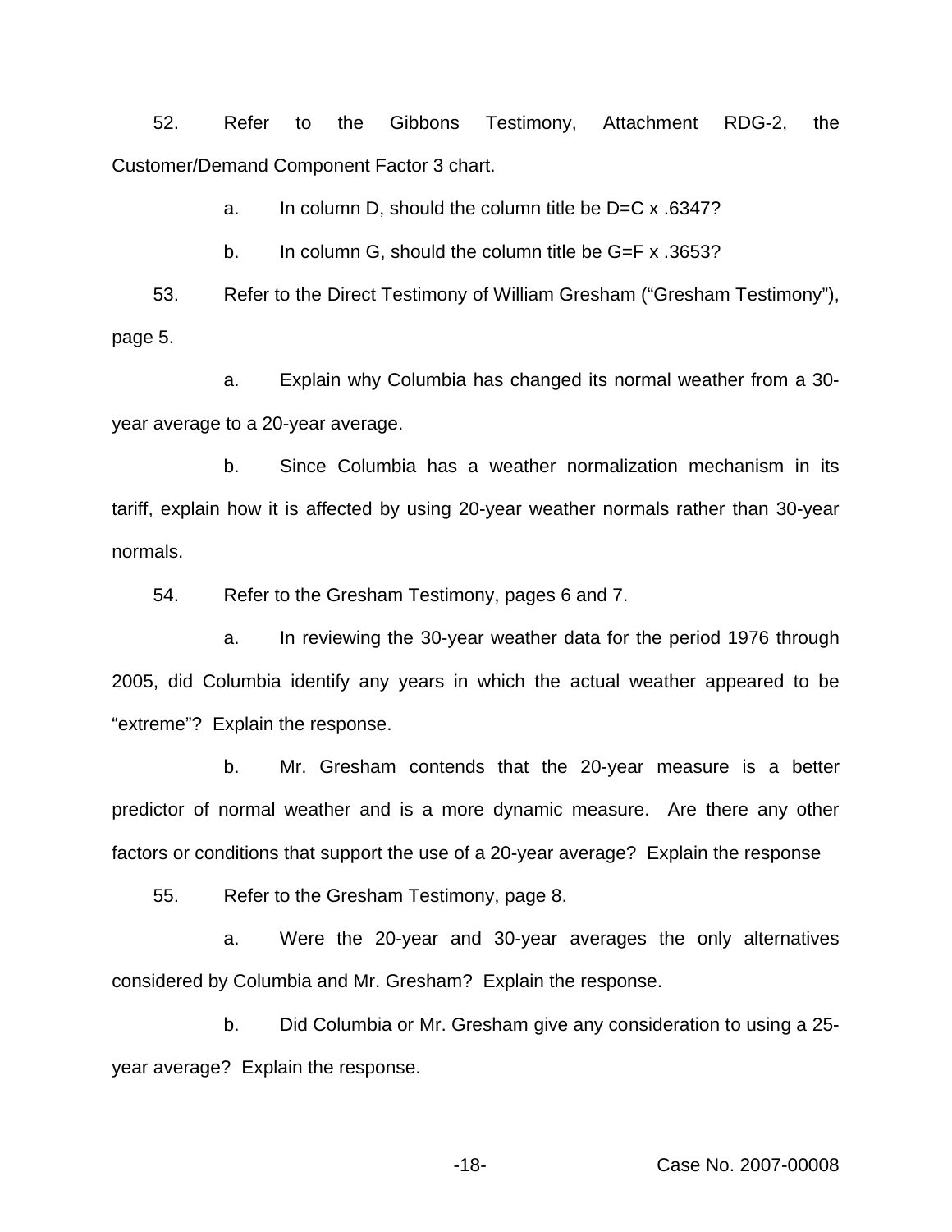52. Refer to the Gibbons Testimony, Attachment RDG-2, the Customer/Demand Component Factor 3 chart.

a. In column D, should the column title be D=C x .6347?

b. In column G, should the column title be G=F x .3653?

53. Refer to the Direct Testimony of William Gresham ("Gresham Testimony"), page 5.

a. Explain why Columbia has changed its normal weather from a 30-year average to a 20-year average.

b. Since Columbia has a weather normalization mechanism in its tariff, explain how it is affected by using 20-year weather normals rather than 30-year normals.

54. Refer to the Gresham Testimony, pages 6 and 7.

a. In reviewing the 30-year weather data for the period 1976 through 2005, did Columbia identify any years in which the actual weather appeared to be "extreme"? Explain the response.

b. Mr. Gresham contends that the 20-year measure is a better predictor of normal weather and is a more dynamic measure. Are there any other factors or conditions that support the use of a 20-year average? Explain the response

55. Refer to the Gresham Testimony, page 8.

a. Were the 20-year and 30-year averages the only alternatives considered by Columbia and Mr. Gresham? Explain the response.

b. Did Columbia or Mr. Gresham give any consideration to using a 25-year average? Explain the response.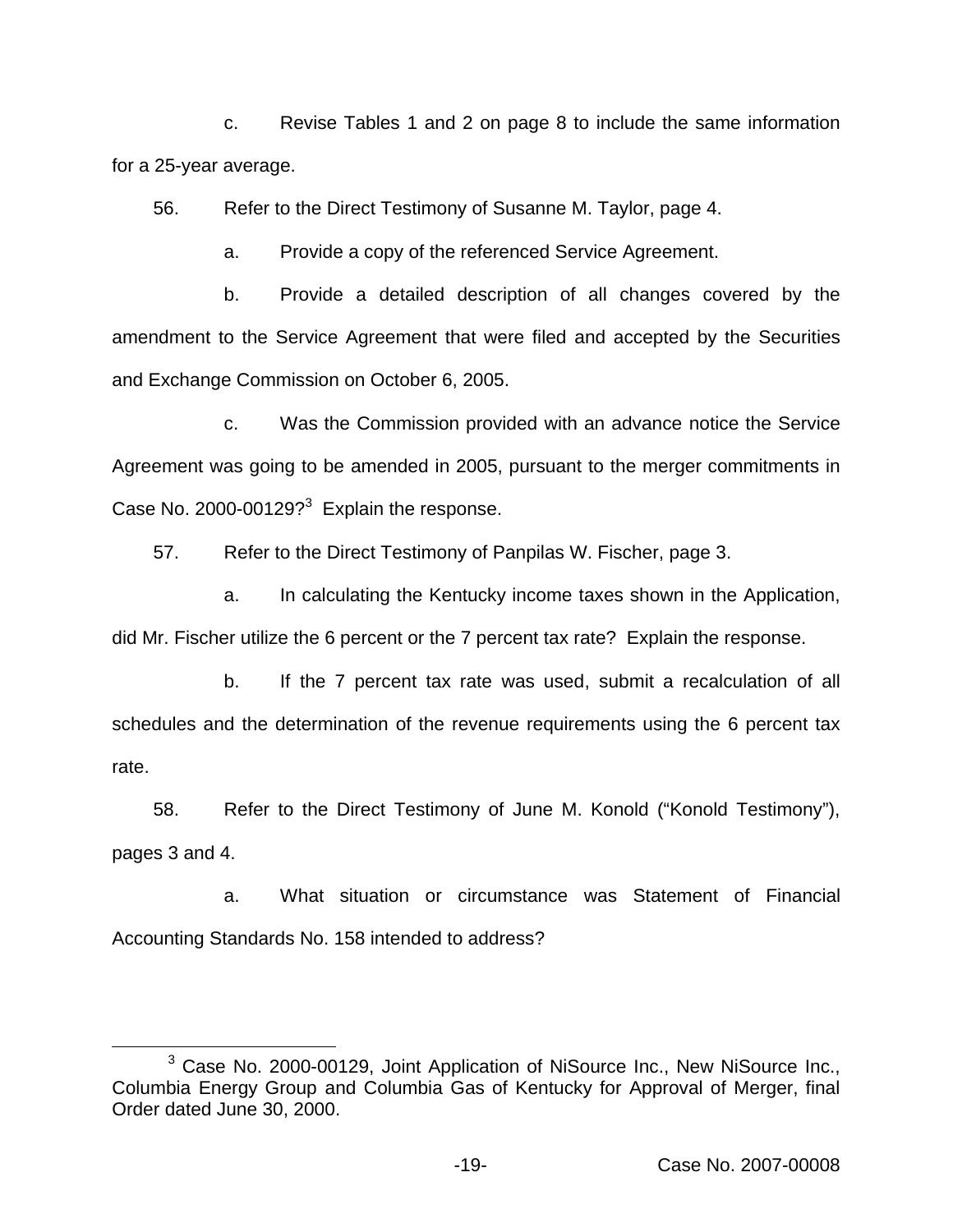c. Revise Tables 1 and 2 on page 8 to include the same information for a 25-year average.

56. Refer to the Direct Testimony of Susanne M. Taylor, page 4.

a. Provide a copy of the referenced Service Agreement.

b. Provide a detailed description of all changes covered by the amendment to the Service Agreement that were filed and accepted by the Securities and Exchange Commission on October 6, 2005.

c. Was the Commission provided with an advance notice the Service Agreement was going to be amended in 2005, pursuant to the merger commitments in Case No. 2000-00129?[3] Explain the response.

57. Refer to the Direct Testimony of Panpilas W. Fischer, page 3.

a. In calculating the Kentucky income taxes shown in the Application, did Mr. Fischer utilize the 6 percent or the 7 percent tax rate? Explain the response.

b. If the 7 percent tax rate was used, submit a recalculation of all schedules and the determination of the revenue requirements using the 6 percent tax rate.

58. Refer to the Direct Testimony of June M. Konold ("Konold Testimony"), pages 3 and 4.

a. What situation or circumstance was Statement of Financial Accounting Standards No. 158 intended to address?

---

[3] Case No. 2000-00129, Joint Application of NiSource Inc., New NiSource Inc., Columbia Energy Group and Columbia Gas of Kentucky for Approval of Merger, final Order dated June 30, 2000.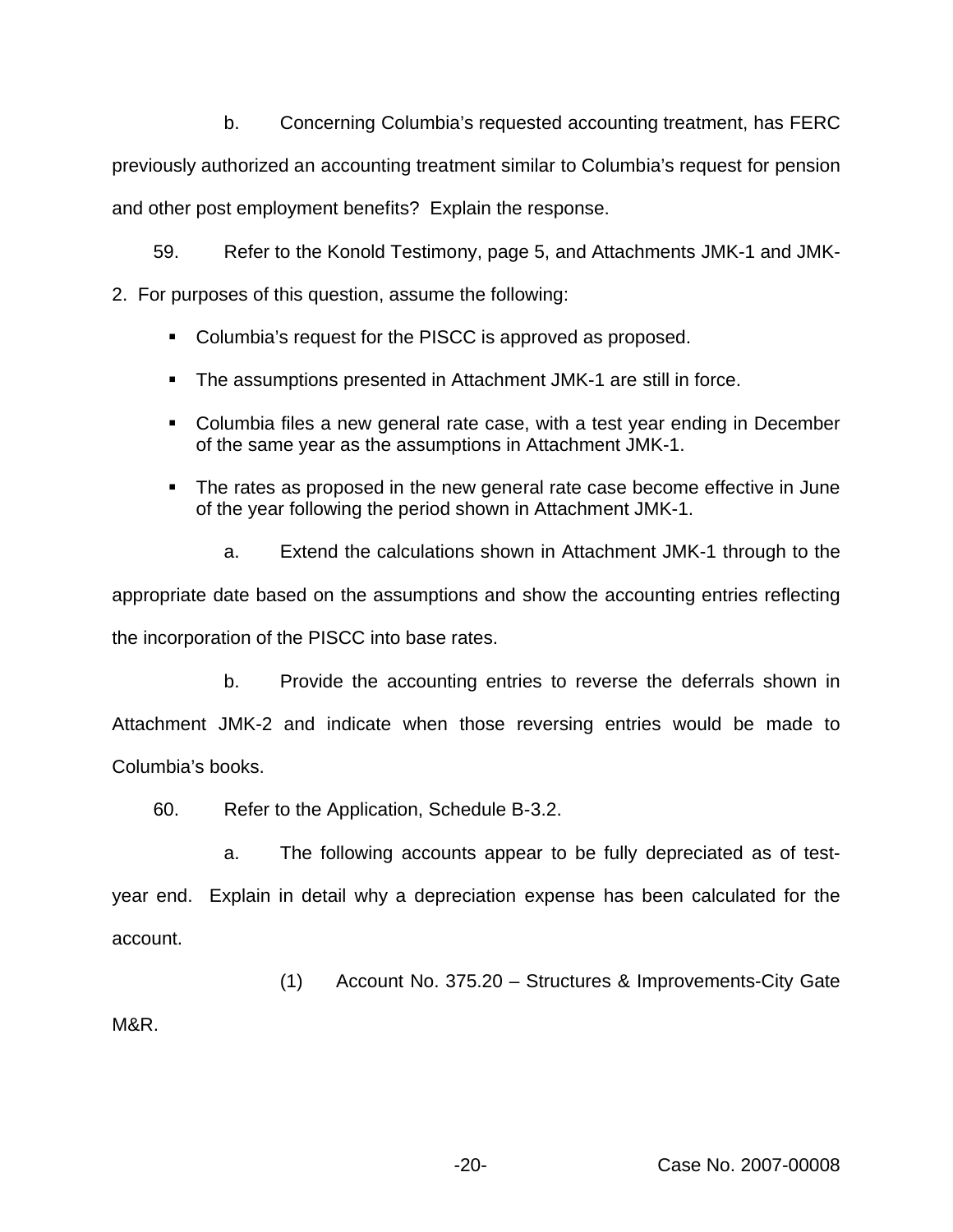b. Concerning Columbia's requested accounting treatment, has FERC previously authorized an accounting treatment similar to Columbia's request for pension and other post employment benefits? Explain the response.

59. Refer to the Konold Testimony, page 5, and Attachments JMK-1 and JMK-2. For purposes of this question, assume the following:

- Columbia's request for the PISCC is approved as proposed.
- The assumptions presented in Attachment JMK-1 are still in force.
- Columbia files a new general rate case, with a test year ending in December of the same year as the assumptions in Attachment JMK-1.
- The rates as proposed in the new general rate case become effective in June of the year following the period shown in Attachment JMK-1.

a. Extend the calculations shown in Attachment JMK-1 through to the appropriate date based on the assumptions and show the accounting entries reflecting the incorporation of the PISCC into base rates.

b. Provide the accounting entries to reverse the deferrals shown in Attachment JMK-2 and indicate when those reversing entries would be made to Columbia's books.

60. Refer to the Application, Schedule B-3.2.

a. The following accounts appear to be fully depreciated as of test-year end. Explain in detail why a depreciation expense has been calculated for the account.

(1) Account No. 375.20 – Structures & Improvements-City Gate M&R.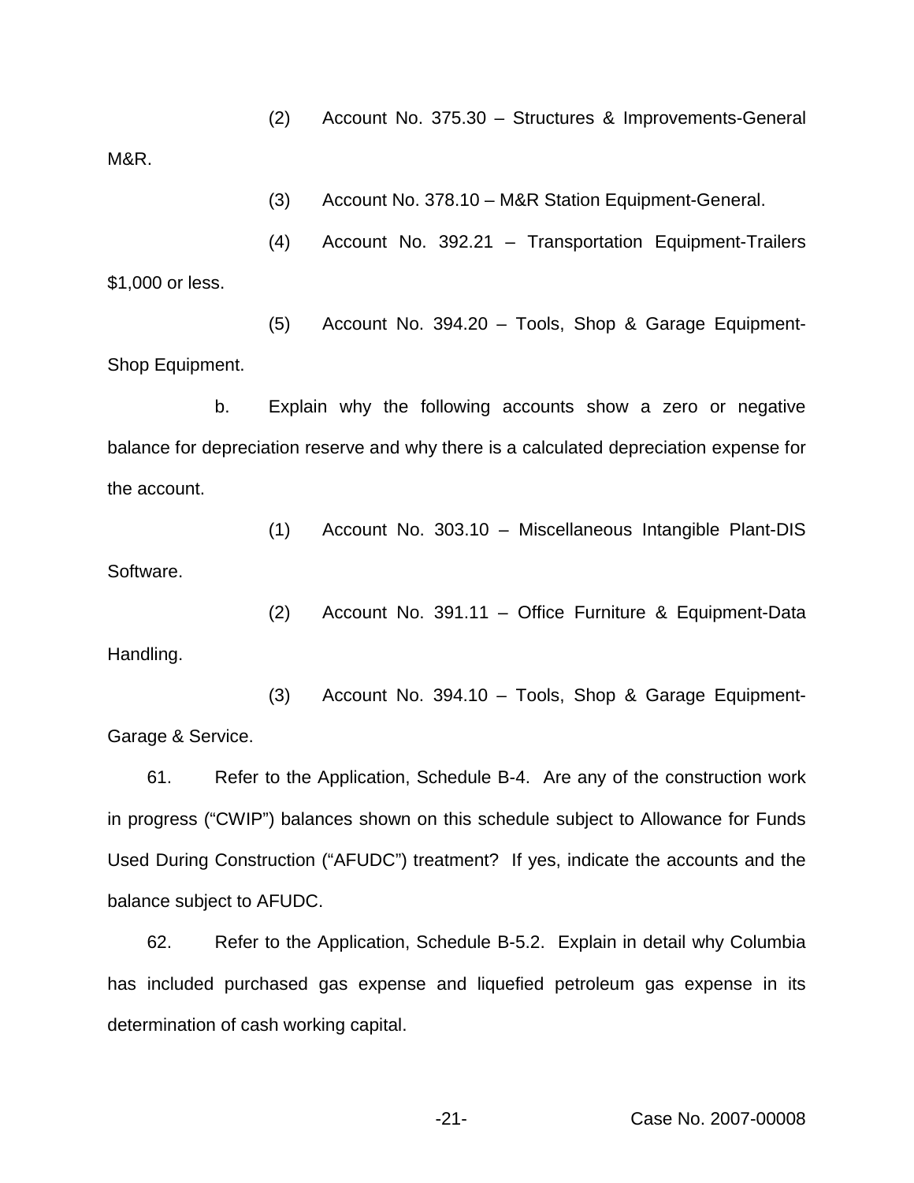(2) Account No. 375.30 – Structures & Improvements-General M&R.

(3) Account No. 378.10 – M&R Station Equipment-General.

(4) Account No. 392.21 – Transportation Equipment-Trailers $1,000 or less.

(5) Account No. 394.20 – Tools, Shop & Garage Equipment-Shop Equipment.

b. Explain why the following accounts show a zero or negative balance for depreciation reserve and why there is a calculated depreciation expense for the account.

(1) Account No. 303.10 – Miscellaneous Intangible Plant-DIS Software.

(2) Account No. 391.11 – Office Furniture & Equipment-Data Handling.

(3) Account No. 394.10 – Tools, Shop & Garage Equipment-Garage & Service.

61. Refer to the Application, Schedule B-4. Are any of the construction work in progress ("CWIP") balances shown on this schedule subject to Allowance for Funds Used During Construction ("AFUDC") treatment? If yes, indicate the accounts and the balance subject to AFUDC.

62. Refer to the Application, Schedule B-5.2. Explain in detail why Columbia has included purchased gas expense and liquefied petroleum gas expense in its determination of cash working capital.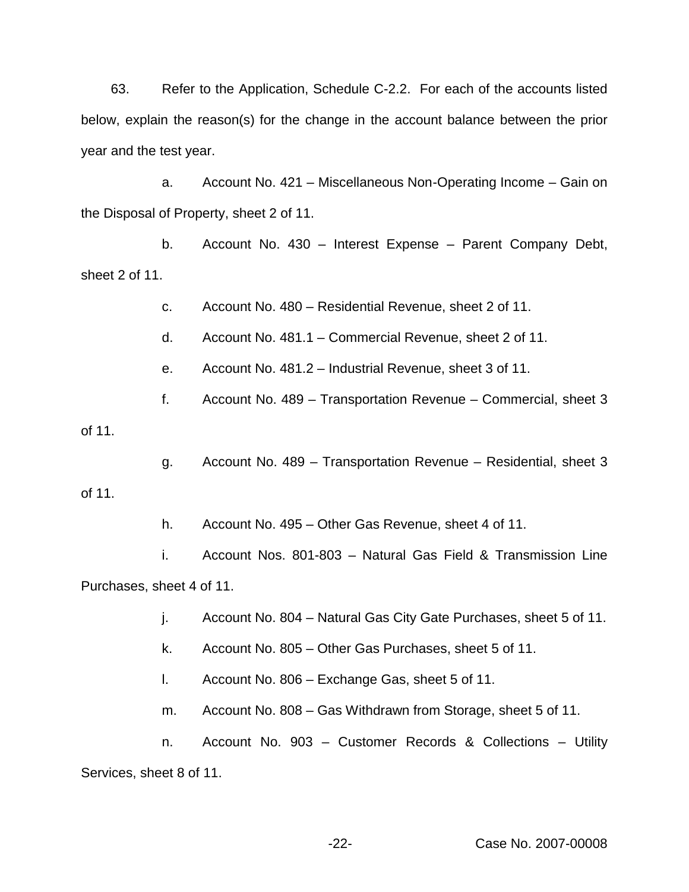63. Refer to the Application, Schedule C-2.2. For each of the accounts listed below, explain the reason(s) for the change in the account balance between the prior year and the test year.

a. Account No. 421 – Miscellaneous Non-Operating Income – Gain on the Disposal of Property, sheet 2 of 11.

b. Account No. 430 – Interest Expense – Parent Company Debt, sheet 2 of 11.

c. Account No. 480 – Residential Revenue, sheet 2 of 11.

d. Account No. 481.1 – Commercial Revenue, sheet 2 of 11.

e. Account No. 481.2 – Industrial Revenue, sheet 3 of 11.

f. Account No. 489 – Transportation Revenue – Commercial, sheet 3 of 11.

g. Account No. 489 – Transportation Revenue – Residential, sheet 3 of 11.

h. Account No. 495 – Other Gas Revenue, sheet 4 of 11.

i. Account Nos. 801-803 – Natural Gas Field & Transmission Line Purchases, sheet 4 of 11.

j. Account No. 804 – Natural Gas City Gate Purchases, sheet 5 of 11.

k. Account No. 805 – Other Gas Purchases, sheet 5 of 11.

l. Account No. 806 – Exchange Gas, sheet 5 of 11.

m. Account No. 808 – Gas Withdrawn from Storage, sheet 5 of 11.

n. Account No. 903 – Customer Records & Collections – Utility Services, sheet 8 of 11.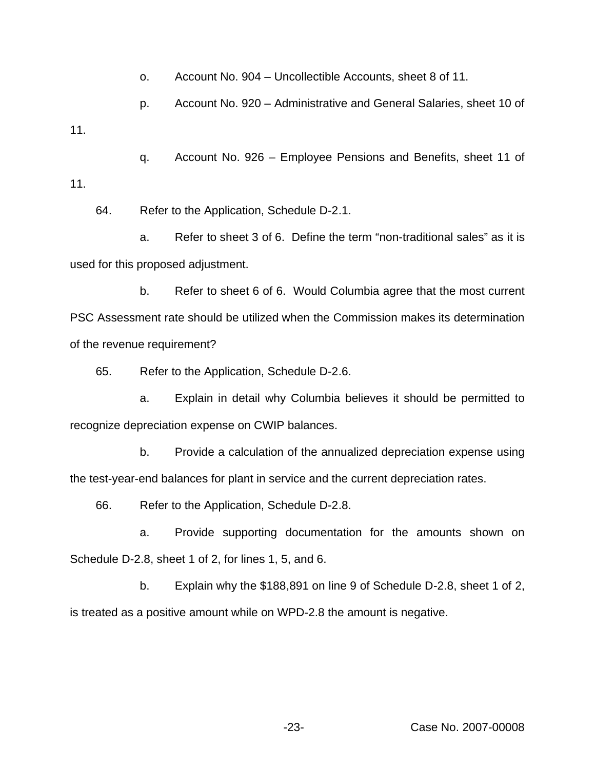o. Account No. 904 – Uncollectible Accounts, sheet 8 of 11.

p. Account No. 920 – Administrative and General Salaries, sheet 10 of 11.

q. Account No. 926 – Employee Pensions and Benefits, sheet 11 of 11.

64. Refer to the Application, Schedule D-2.1.

a. Refer to sheet 3 of 6. Define the term "non-traditional sales" as it is used for this proposed adjustment.

b. Refer to sheet 6 of 6. Would Columbia agree that the most current PSC Assessment rate should be utilized when the Commission makes its determination of the revenue requirement?

65. Refer to the Application, Schedule D-2.6.

a. Explain in detail why Columbia believes it should be permitted to recognize depreciation expense on CWIP balances.

b. Provide a calculation of the annualized depreciation expense using the test-year-end balances for plant in service and the current depreciation rates.

66. Refer to the Application, Schedule D-2.8.

a. Provide supporting documentation for the amounts shown on Schedule D-2.8, sheet 1 of 2, for lines 1, 5, and 6.

b. Explain why the $188,891 on line 9 of Schedule D-2.8, sheet 1 of 2, is treated as a positive amount while on WPD-2.8 the amount is negative.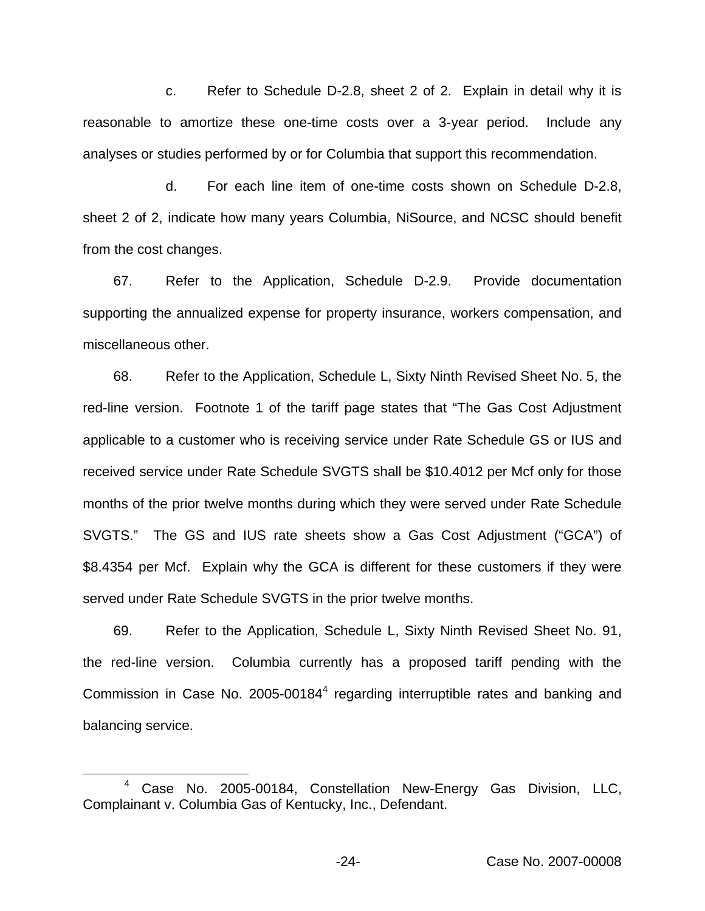c. Refer to Schedule D-2.8, sheet 2 of 2. Explain in detail why it is reasonable to amortize these one-time costs over a 3-year period. Include any analyses or studies performed by or for Columbia that support this recommendation.

d. For each line item of one-time costs shown on Schedule D-2.8, sheet 2 of 2, indicate how many years Columbia, NiSource, and NCSC should benefit from the cost changes.

67. Refer to the Application, Schedule D-2.9. Provide documentation supporting the annualized expense for property insurance, workers compensation, and miscellaneous other.

68. Refer to the Application, Schedule L, Sixty Ninth Revised Sheet No. 5, the red-line version. Footnote 1 of the tariff page states that "The Gas Cost Adjustment applicable to a customer who is receiving service under Rate Schedule GS or IUS and received service under Rate Schedule SVGTS shall be $10.4012 per Mcf only for those months of the prior twelve months during which they were served under Rate Schedule SVGTS." The GS and IUS rate sheets show a Gas Cost Adjustment ("GCA") of $8.4354 per Mcf. Explain why the GCA is different for these customers if they were served under Rate Schedule SVGTS in the prior twelve months.

69. Refer to the Application, Schedule L, Sixty Ninth Revised Sheet No. 91, the red-line version. Columbia currently has a proposed tariff pending with the Commission in Case No. 2005-00184[4] regarding interruptible rates and banking and balancing service.

---

[4] Case No. 2005-00184, Constellation New-Energy Gas Division, LLC, Complainant v. Columbia Gas of Kentucky, Inc., Defendant.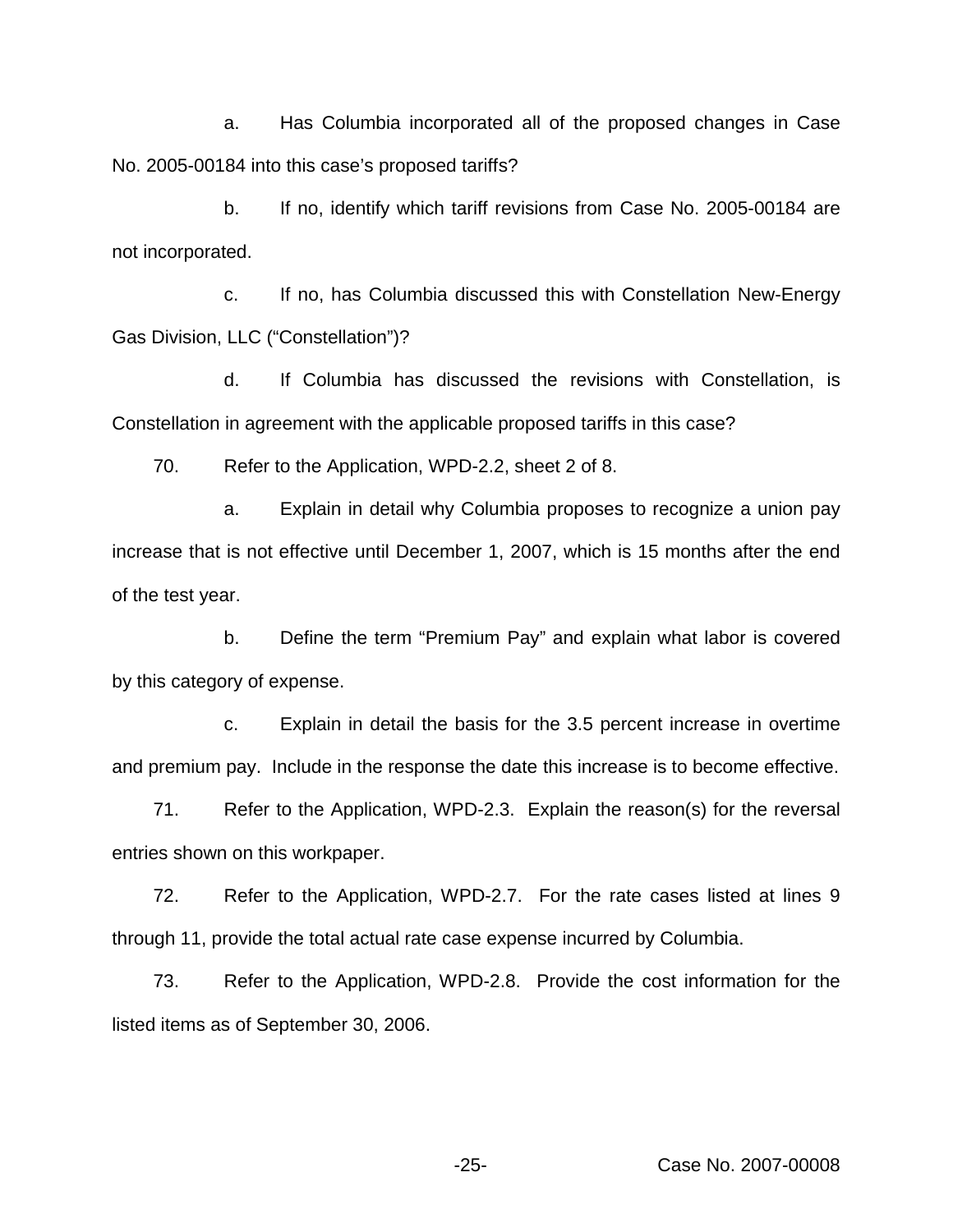a. Has Columbia incorporated all of the proposed changes in Case No. 2005-00184 into this case's proposed tariffs?

b. If no, identify which tariff revisions from Case No. 2005-00184 are not incorporated.

c. If no, has Columbia discussed this with Constellation New-Energy Gas Division, LLC ("Constellation")?

d. If Columbia has discussed the revisions with Constellation, is Constellation in agreement with the applicable proposed tariffs in this case?

70. Refer to the Application, WPD-2.2, sheet 2 of 8.

a. Explain in detail why Columbia proposes to recognize a union pay increase that is not effective until December 1, 2007, which is 15 months after the end of the test year.

b. Define the term "Premium Pay" and explain what labor is covered by this category of expense.

c. Explain in detail the basis for the 3.5 percent increase in overtime and premium pay. Include in the response the date this increase is to become effective.

71. Refer to the Application, WPD-2.3. Explain the reason(s) for the reversal entries shown on this workpaper.

72. Refer to the Application, WPD-2.7. For the rate cases listed at lines 9 through 11, provide the total actual rate case expense incurred by Columbia.

73. Refer to the Application, WPD-2.8. Provide the cost information for the listed items as of September 30, 2006.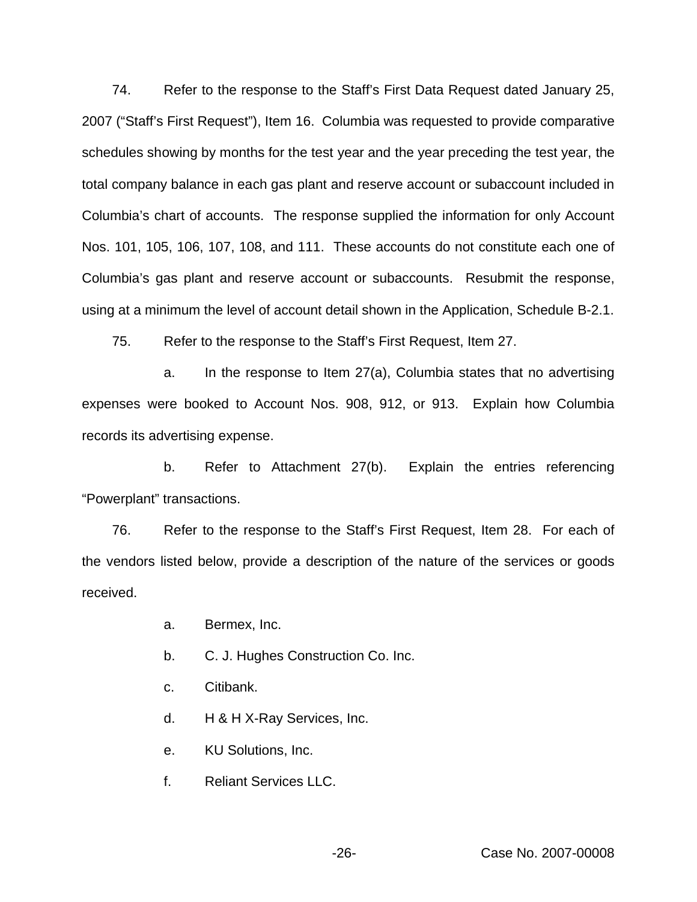74. Refer to the response to the Staff's First Data Request dated January 25, 2007 ("Staff's First Request"), Item 16. Columbia was requested to provide comparative schedules showing by months for the test year and the year preceding the test year, the total company balance in each gas plant and reserve account or subaccount included in Columbia's chart of accounts. The response supplied the information for only Account Nos. 101, 105, 106, 107, 108, and 111. These accounts do not constitute each one of Columbia's gas plant and reserve account or subaccounts. Resubmit the response, using at a minimum the level of account detail shown in the Application, Schedule B-2.1.

75. Refer to the response to the Staff's First Request, Item 27.

a. In the response to Item 27(a), Columbia states that no advertising expenses were booked to Account Nos. 908, 912, or 913. Explain how Columbia records its advertising expense.

b. Refer to Attachment 27(b). Explain the entries referencing "Powerplant" transactions.

76. Refer to the response to the Staff's First Request, Item 28. For each of the vendors listed below, provide a description of the nature of the services or goods received.

a. Bermex, Inc.

b. C. J. Hughes Construction Co. Inc.

c. Citibank.

d. H & H X-Ray Services, Inc.

e. KU Solutions, Inc.

f. Reliant Services LLC.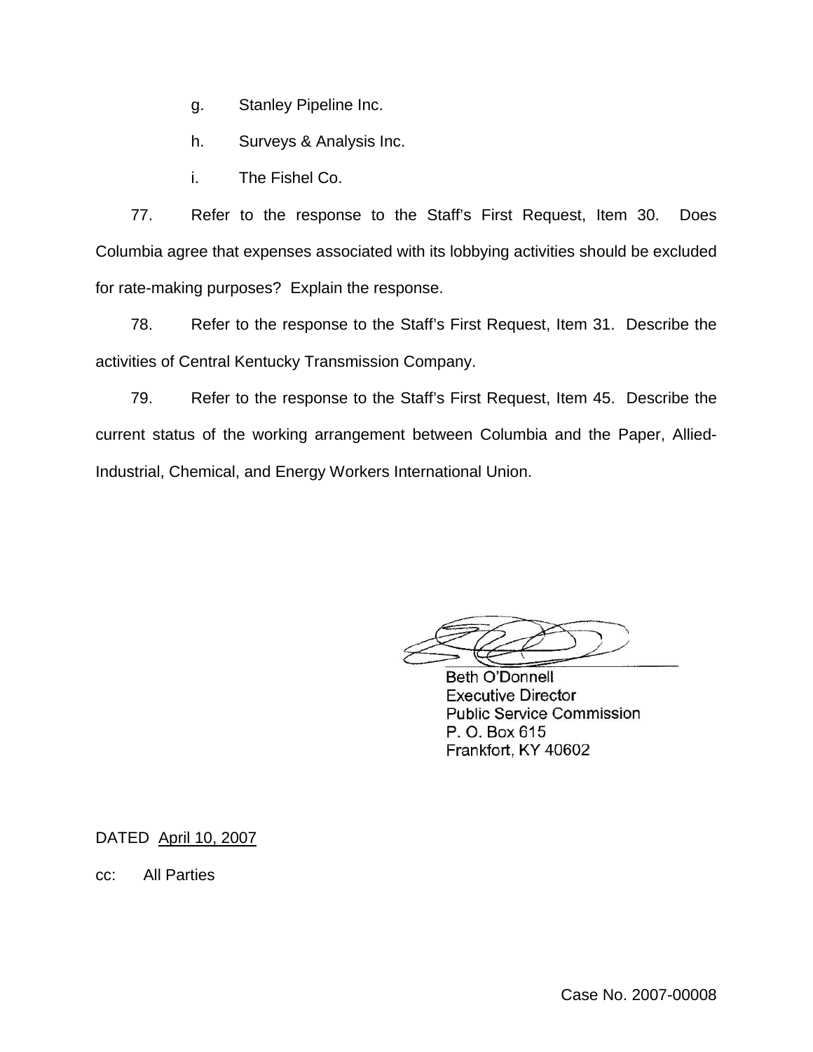g. Stanley Pipeline Inc.

h. Surveys & Analysis Inc.

i. The Fishel Co.

77. Refer to the response to the Staff's First Request, Item 30. Does Columbia agree that expenses associated with its lobbying activities should be excluded for rate-making purposes? Explain the response.

78. Refer to the response to the Staff's First Request, Item 31. Describe the activities of Central Kentucky Transmission Company.

79. Refer to the response to the Staff's First Request, Item 45. Describe the current status of the working arrangement between Columbia and the Paper, Allied-Industrial, Chemical, and Energy Workers International Union.

Beth O'Donnell  
Executive Director  
Public Service Commission  
P. O. Box 615  
Frankfort, KY 40602

DATED April 10, 2007

cc: All Parties

Case No. 2007-00008